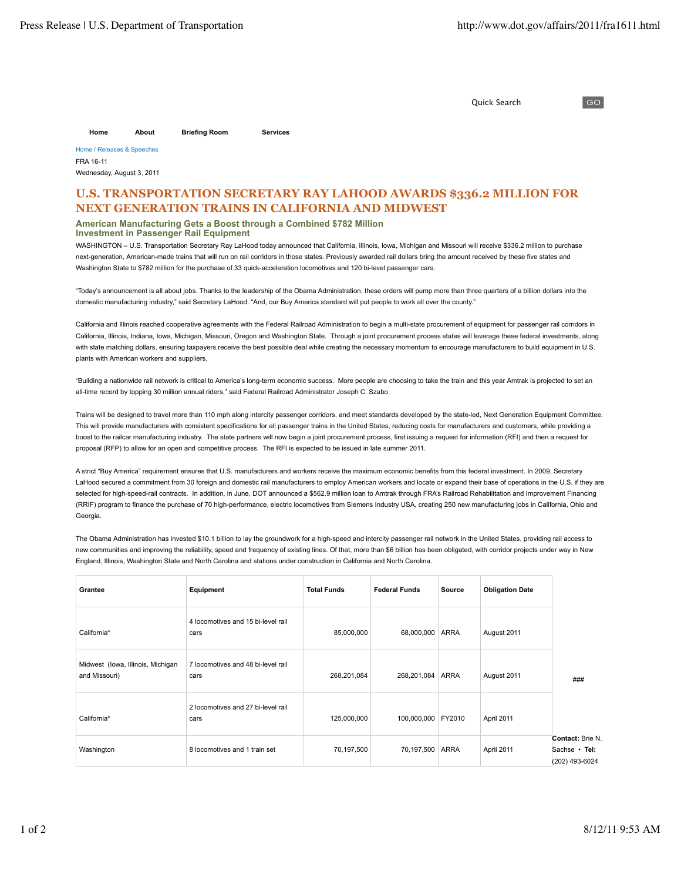Quick Search GO

Home About Briefing Room Services

Home / Releases & Speeches

FRA 16-11

Wednesday, August 3, 2011

# U.S. TRANSPORTATION SECRETARY RAY LAHOOD AWARDS $336.2 MILLION FOR NEXT GENERATION TRAINS IN CALIFORNIA AND MIDWEST

## American Manufacturing Gets a Boost through a Combined $782 Million Investment in Passenger Rail Equipment

WASHINGTON – U.S. Transportation Secretary Ray LaHood today announced that California, Illinois, Iowa, Michigan and Missouri will receive $336.2 million to purchase next-generation, American-made trains that will run on rail corridors in those states. Previously awarded rail dollars bring the amount received by these five states and Washington State to $782 million for the purchase of 33 quick-acceleration locomotives and 120 bi-level passenger cars.

"Today's announcement is all about jobs. Thanks to the leadership of the Obama Administration, these orders will pump more than three quarters of a billion dollars into the domestic manufacturing industry," said Secretary LaHood. "And, our Buy America standard will put people to work all over the county."

California and Illinois reached cooperative agreements with the Federal Railroad Administration to begin a multi-state procurement of equipment for passenger rail corridors in California, Illinois, Indiana, Iowa, Michigan, Missouri, Oregon and Washington State. Through a joint procurement process states will leverage these federal investments, along with state matching dollars, ensuring taxpayers receive the best possible deal while creating the necessary momentum to encourage manufacturers to build equipment in U.S. plants with American workers and suppliers.

"Building a nationwide rail network is critical to America's long-term economic success. More people are choosing to take the train and this year Amtrak is projected to set an all-time record by topping 30 million annual riders," said Federal Railroad Administrator Joseph C. Szabo.

Trains will be designed to travel more than 110 mph along intercity passenger corridors, and meet standards developed by the state-led, Next Generation Equipment Committee. This will provide manufacturers with consistent specifications for all passenger trains in the United States, reducing costs for manufacturers and customers, while providing a boost to the railcar manufacturing industry. The state partners will now begin a joint procurement process, first issuing a request for information (RFI) and then a request for proposal (RFP) to allow for an open and competitive process. The RFI is expected to be issued in late summer 2011.

A strict "Buy America" requirement ensures that U.S. manufacturers and workers receive the maximum economic benefits from this federal investment. In 2009, Secretary LaHood secured a commitment from 30 foreign and domestic rail manufacturers to employ American workers and locate or expand their base of operations in the U.S. if they are selected for high-speed-rail contracts. In addition, in June, DOT announced a $562.9 million loan to Amtrak through FRA's Railroad Rehabilitation and Improvement Financing (RRIF) program to finance the purchase of 70 high-performance, electric locomotives from Siemens Industry USA, creating 250 new manufacturing jobs in California, Ohio and Georgia.

The Obama Administration has invested $10.1 billion to lay the groundwork for a high-speed and intercity passenger rail network in the United States, providing rail access to new communities and improving the reliability, speed and frequency of existing lines. Of that, more than $6 billion has been obligated, with corridor projects under way in New England, Illinois, Washington State and North Carolina and stations under construction in California and North Carolina.

| Grantee | Equipment | Total Funds | Federal Funds | Source | Obligation Date |
|---|---|---|---|---|---|
| California* | 4 locomotives and 15 bi-level rail cars | 85,000,000 | 68,000,000 | ARRA | August 2011 |
| Midwest (Iowa, Illinois, Michigan and Missouri) | 7 locomotives and 48 bi-level rail cars | 268,201,084 | 268,201,084 | ARRA | August 2011 |
| California* | 2 locomotives and 27 bi-level rail cars | 125,000,000 | 100,000,000 | FY2010 | April 2011 |
| Washington | 8 locomotives and 1 train set | 70,197,500 | 70,197,500 | ARRA | April 2011 |

###

**Contact:** Brie N. Sachse • **Tel:** (202) 493-6024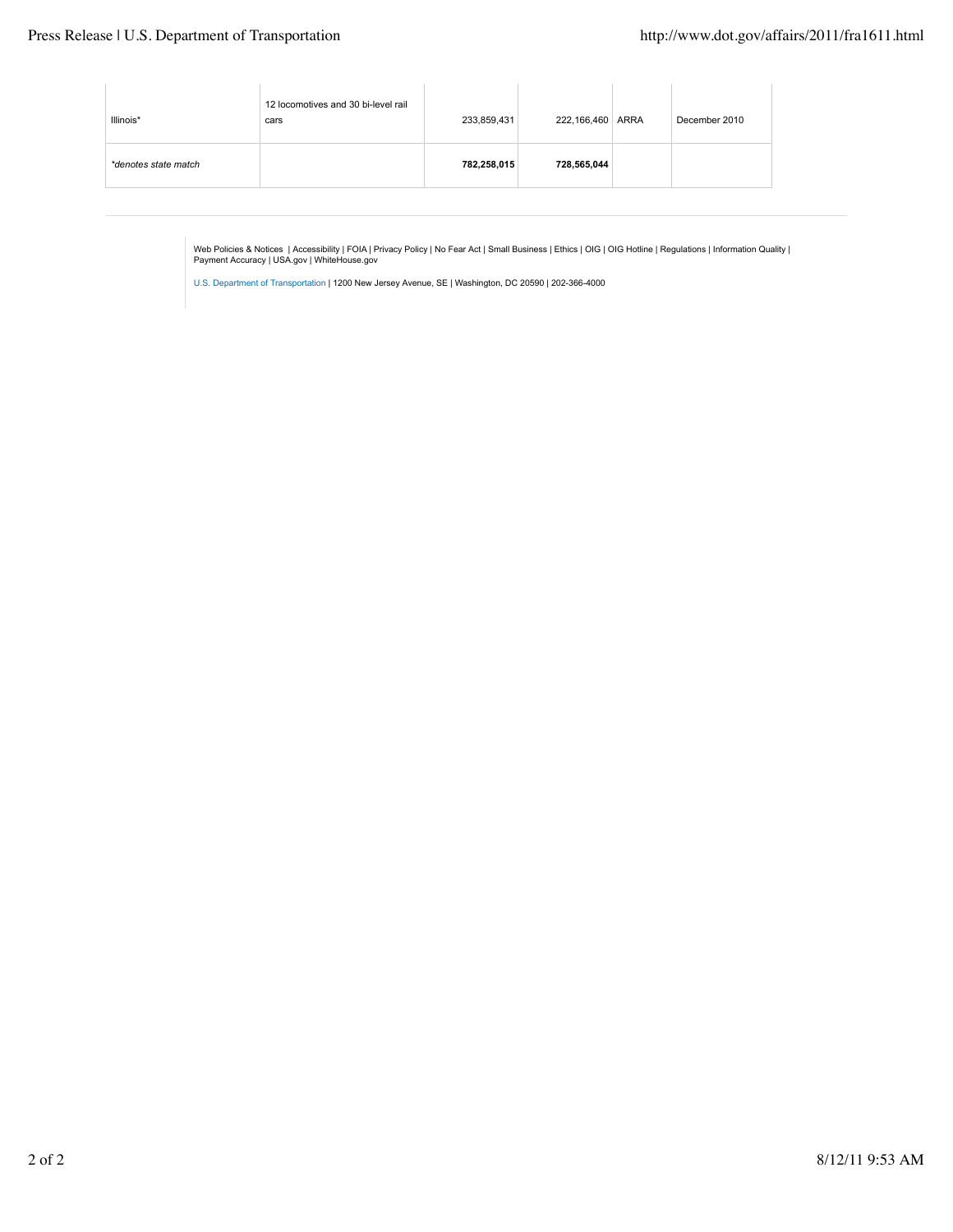| | | | | | |
|---|---|---|---|---|---|
| Illinois* | 12 locomotives and 30 bi-level rail cars | 233,859,431 | 222,166,460 | ARRA | December 2010 |
| *\*denotes state match* | | **782,258,015** | **728,565,044** | | |

Web Policies & Notices | Accessibility | FOIA | Privacy Policy | No Fear Act | Small Business | Ethics | OIG | OIG Hotline | Regulations | Information Quality | Payment Accuracy | USA.gov | WhiteHouse.gov

U.S. Department of Transportation | 1200 New Jersey Avenue, SE | Washington, DC 20590 | 202-366-4000